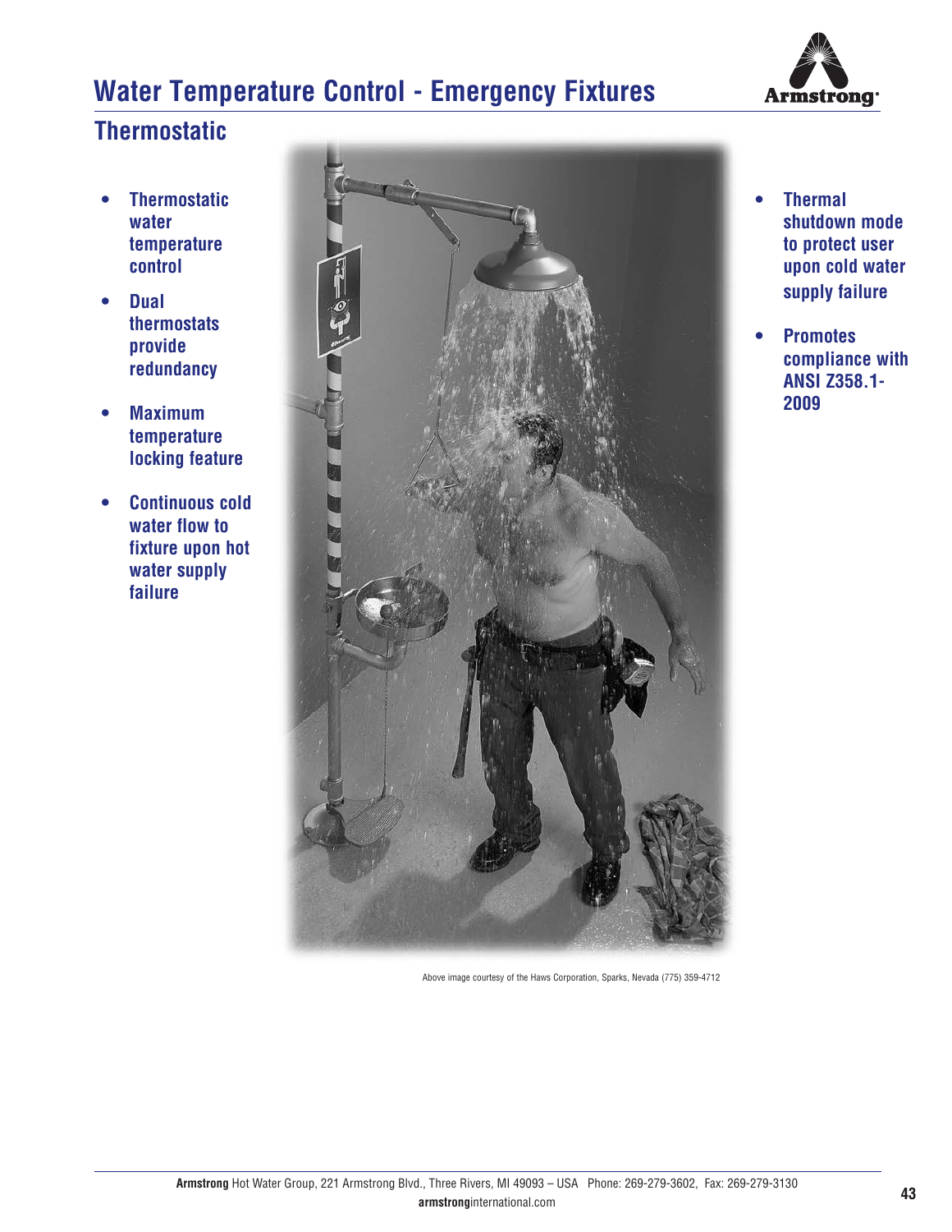# Water Temperature Control - Emergency Fixtures

## Thermostatic

- **Thermostatic water temperature control**
- **Dual thermostats provide redundancy**
- **Maximum temperature locking feature**
- **Continuous cold water flow to fixture upon hot water supply failure**
- **Thermal shutdown mode to protect user upon cold water supply failure**
- **Promotes compliance with ANSI Z358.1-2009**

Above image courtesy of the Haws Corporation, Sparks, Nevada (775) 359-4712

**Armstrong** Hot Water Group, 221 Armstrong Blvd., Three Rivers, MI 49093 – USA Phone: 269-279-3602, Fax: 269-279-3130
**armstrong**international.com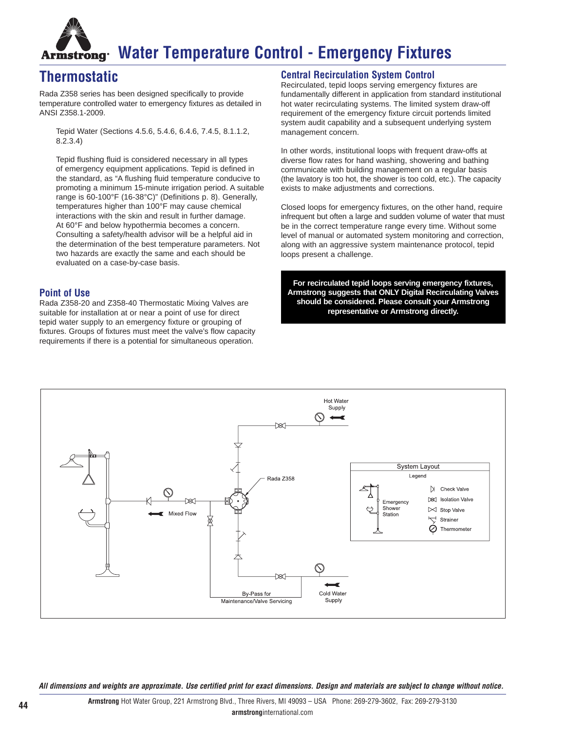# Water Temperature Control - Emergency Fixtures

## Thermostatic

Rada Z358 series has been designed specifically to provide temperature controlled water to emergency fixtures as detailed in ANSI Z358.1-2009.

> Tepid Water (Sections 4.5.6, 5.4.6, 6.4.6, 7.4.5, 8.1.1.2, 8.2.3.4)
>
> Tepid flushing fluid is considered necessary in all types of emergency equipment applications. Tepid is defined in the standard, as "A flushing fluid temperature conducive to promoting a minimum 15-minute irrigation period. A suitable range is 60-100°F (16-38°C)" (Definitions p. 8). Generally, temperatures higher than 100°F may cause chemical interactions with the skin and result in further damage. At 60°F and below hypothermia becomes a concern. Consulting a safety/health advisor will be a helpful aid in the determination of the best temperature parameters. Not two hazards are exactly the same and each should be evaluated on a case-by-case basis.

### Point of Use

Rada Z358-20 and Z358-40 Thermostatic Mixing Valves are suitable for installation at or near a point of use for direct tepid water supply to an emergency fixture or grouping of fixtures. Groups of fixtures must meet the valve's flow capacity requirements if there is a potential for simultaneous operation.

### Central Recirculation System Control

Recirculated, tepid loops serving emergency fixtures are fundamentally different in application from standard institutional hot water recirculating systems. The limited system draw-off requirement of the emergency fixture circuit portends limited system audit capability and a subsequent underlying system management concern.

In other words, institutional loops with frequent draw-offs at diverse flow rates for hand washing, showering and bathing communicate with building management on a regular basis (the lavatory is too hot, the shower is too cold, etc.). The capacity exists to make adjustments and corrections.

Closed loops for emergency fixtures, on the other hand, require infrequent but often a large and sudden volume of water that must be in the correct temperature range every time. Without some level of manual or automated system monitoring and correction, along with an aggressive system maintenance protocol, tepid loops present a challenge.

**For recirculated tepid loops serving emergency fixtures, Armstrong suggests that ONLY Digital Recirculating Valves should be considered. Please consult your Armstrong representative or Armstrong directly.**

Hot Water Supply

Rada Z358

Mixed Flow

By-Pass for Maintenance/Valve Servicing

Cold Water Supply

System Layout

Legend

Emergency Shower Station

Check Valve

Isolation Valve

Stop Valve

Strainer

Thermometer

*All dimensions and weights are approximate. Use certified print for exact dimensions. Design and materials are subject to change without notice.*

**Armstrong** Hot Water Group, 221 Armstrong Blvd., Three Rivers, MI 49093 – USA Phone: 269-279-3602, Fax: 269-279-3130
**armstrong**international.com